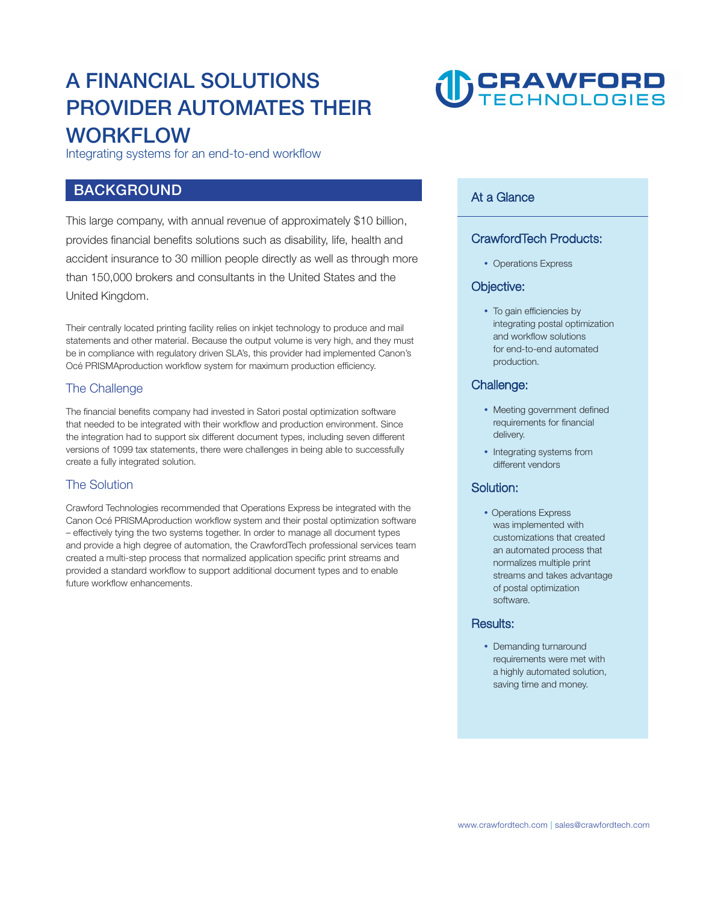# A FINANCIAL SOLUTIONS PROVIDER AUTOMATES THEIR WORKFLOW

Integrating systems for an end-to-end workflow

CRAWFORD TECHNOLOGIES

## BACKGROUND

This large company, with annual revenue of approximately $10 billion, provides financial benefits solutions such as disability, life, health and accident insurance to 30 million people directly as well as through more than 150,000 brokers and consultants in the United States and the United Kingdom.

Their centrally located printing facility relies on inkjet technology to produce and mail statements and other material. Because the output volume is very high, and they must be in compliance with regulatory driven SLA's, this provider had implemented Canon's Océ PRISMAproduction workflow system for maximum production efficiency.

### The Challenge

The financial benefits company had invested in Satori postal optimization software that needed to be integrated with their workflow and production environment. Since the integration had to support six different document types, including seven different versions of 1099 tax statements, there were challenges in being able to successfully create a fully integrated solution.

### The Solution

Crawford Technologies recommended that Operations Express be integrated with the Canon Océ PRISMAproduction workflow system and their postal optimization software – effectively tying the two systems together. In order to manage all document types and provide a high degree of automation, the CrawfordTech professional services team created a multi-step process that normalized application specific print streams and provided a standard workflow to support additional document types and to enable future workflow enhancements.

## At a Glance

### CrawfordTech Products:

- Operations Express

### Objective:

- To gain efficiencies by integrating postal optimization and workflow solutions for end-to-end automated production.

### Challenge:

- Meeting government defined requirements for financial delivery.
- Integrating systems from different vendors

### Solution:

- Operations Express was implemented with customizations that created an automated process that normalizes multiple print streams and takes advantage of postal optimization software.

### Results:

- Demanding turnaround requirements were met with a highly automated solution, saving time and money.

www.crawfordtech.com | sales@crawfordtech.com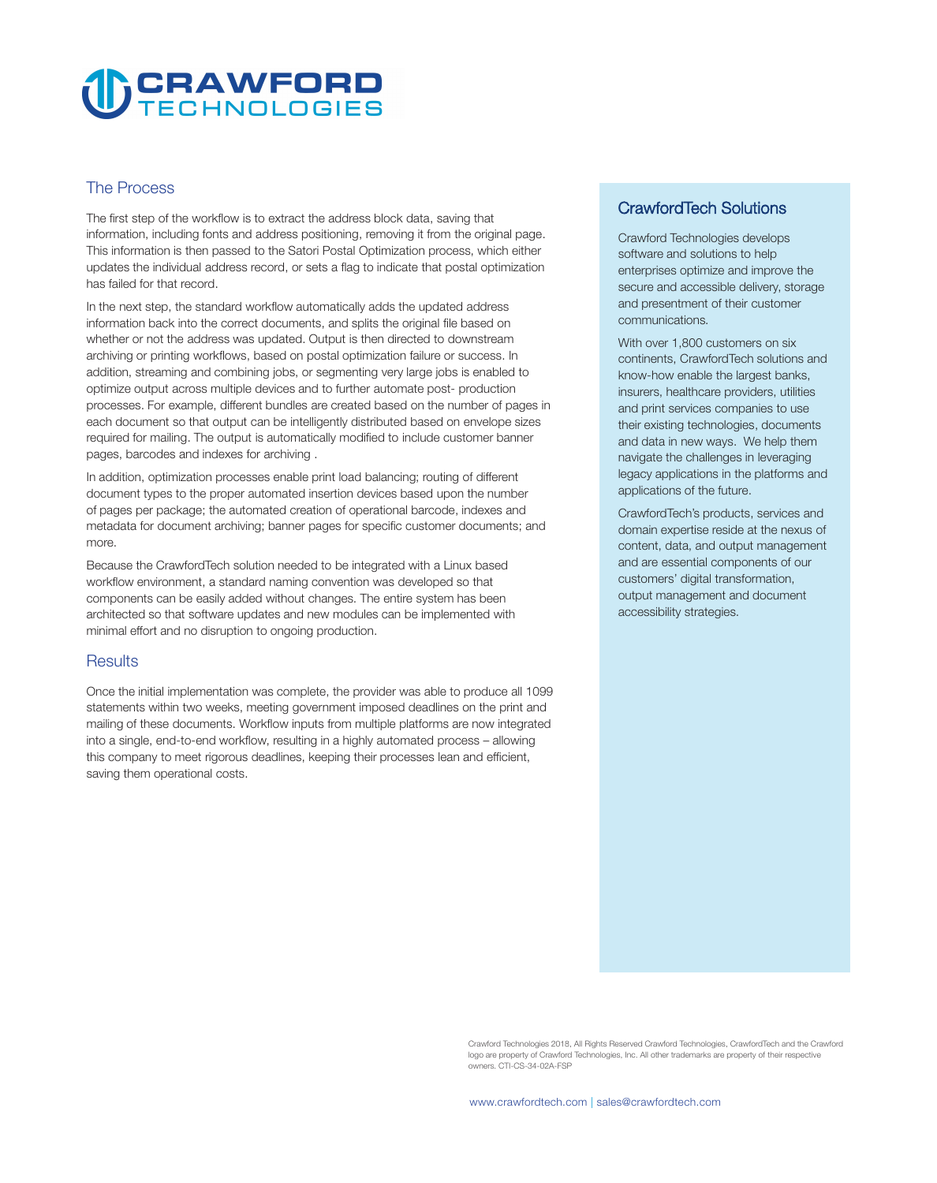## The Process

The first step of the workflow is to extract the address block data, saving that information, including fonts and address positioning, removing it from the original page. This information is then passed to the Satori Postal Optimization process, which either updates the individual address record, or sets a flag to indicate that postal optimization has failed for that record.

In the next step, the standard workflow automatically adds the updated address information back into the correct documents, and splits the original file based on whether or not the address was updated. Output is then directed to downstream archiving or printing workflows, based on postal optimization failure or success. In addition, streaming and combining jobs, or segmenting very large jobs is enabled to optimize output across multiple devices and to further automate post- production processes. For example, different bundles are created based on the number of pages in each document so that output can be intelligently distributed based on envelope sizes required for mailing. The output is automatically modified to include customer banner pages, barcodes and indexes for archiving .

In addition, optimization processes enable print load balancing; routing of different document types to the proper automated insertion devices based upon the number of pages per package; the automated creation of operational barcode, indexes and metadata for document archiving; banner pages for specific customer documents; and more.

Because the CrawfordTech solution needed to be integrated with a Linux based workflow environment, a standard naming convention was developed so that components can be easily added without changes. The entire system has been architected so that software updates and new modules can be implemented with minimal effort and no disruption to ongoing production.

## Results

Once the initial implementation was complete, the provider was able to produce all 1099 statements within two weeks, meeting government imposed deadlines on the print and mailing of these documents. Workflow inputs from multiple platforms are now integrated into a single, end-to-end workflow, resulting in a highly automated process – allowing this company to meet rigorous deadlines, keeping their processes lean and efficient, saving them operational costs.

## CrawfordTech Solutions

Crawford Technologies develops software and solutions to help enterprises optimize and improve the secure and accessible delivery, storage and presentment of their customer communications.

With over 1,800 customers on six continents, CrawfordTech solutions and know-how enable the largest banks, insurers, healthcare providers, utilities and print services companies to use their existing technologies, documents and data in new ways. We help them navigate the challenges in leveraging legacy applications in the platforms and applications of the future.

CrawfordTech's products, services and domain expertise reside at the nexus of content, data, and output management and are essential components of our customers' digital transformation, output management and document accessibility strategies.

Crawford Technologies 2018, All Rights Reserved Crawford Technologies, CrawfordTech and the Crawford logo are property of Crawford Technologies, Inc. All other trademarks are property of their respective owners. CTI-CS-34-02A-FSP

www.crawfordtech.com | sales@crawfordtech.com